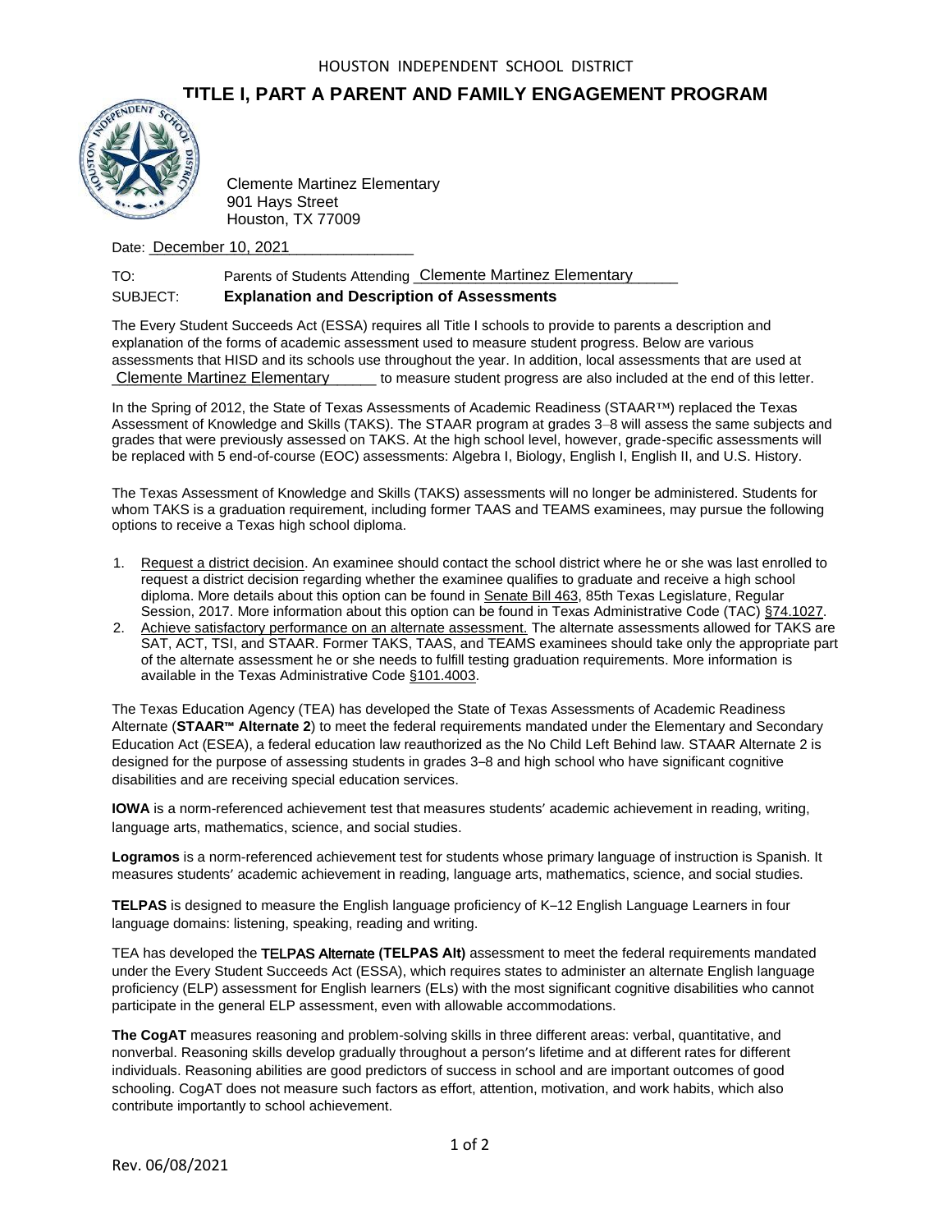HOUSTON INDEPENDENT SCHOOL DISTRICT

# TITLE I, PART A PARENT AND FAMILY ENGAGEMENT PROGRAM

Clemente Martinez Elementary
901 Hays Street
Houston, TX 77009

Date: December 10, 2021

TO: Parents of Students Attending Clemente Martinez Elementary

SUBJECT: **Explanation and Description of Assessments**

The Every Student Succeeds Act (ESSA) requires all Title I schools to provide to parents a description and explanation of the forms of academic assessment used to measure student progress. Below are various assessments that HISD and its schools use throughout the year. In addition, local assessments that are used at Clemente Martinez Elementary to measure student progress are also included at the end of this letter.

In the Spring of 2012, the State of Texas Assessments of Academic Readiness (STAAR™) replaced the Texas Assessment of Knowledge and Skills (TAKS). The STAAR program at grades 3–8 will assess the same subjects and grades that were previously assessed on TAKS. At the high school level, however, grade-specific assessments will be replaced with 5 end-of-course (EOC) assessments: Algebra I, Biology, English I, English II, and U.S. History.

The Texas Assessment of Knowledge and Skills (TAKS) assessments will no longer be administered. Students for whom TAKS is a graduation requirement, including former TAAS and TEAMS examinees, may pursue the following options to receive a Texas high school diploma.

1. Request a district decision. An examinee should contact the school district where he or she was last enrolled to request a district decision regarding whether the examinee qualifies to graduate and receive a high school diploma. More details about this option can be found in Senate Bill 463, 85th Texas Legislature, Regular Session, 2017. More information about this option can be found in Texas Administrative Code (TAC) §74.1027.
2. Achieve satisfactory performance on an alternate assessment. The alternate assessments allowed for TAKS are SAT, ACT, TSI, and STAAR. Former TAKS, TAAS, and TEAMS examinees should take only the appropriate part of the alternate assessment he or she needs to fulfill testing graduation requirements. More information is available in the Texas Administrative Code §101.4003.

The Texas Education Agency (TEA) has developed the State of Texas Assessments of Academic Readiness Alternate (**STAAR™ Alternate 2**) to meet the federal requirements mandated under the Elementary and Secondary Education Act (ESEA), a federal education law reauthorized as the No Child Left Behind law. STAAR Alternate 2 is designed for the purpose of assessing students in grades 3–8 and high school who have significant cognitive disabilities and are receiving special education services.

**IOWA** is a norm-referenced achievement test that measures students' academic achievement in reading, writing, language arts, mathematics, science, and social studies.

**Logramos** is a norm-referenced achievement test for students whose primary language of instruction is Spanish. It measures students' academic achievement in reading, language arts, mathematics, science, and social studies.

**TELPAS** is designed to measure the English language proficiency of K–12 English Language Learners in four language domains: listening, speaking, reading and writing.

TEA has developed the **TELPAS Alternate (TELPAS Alt)** assessment to meet the federal requirements mandated under the Every Student Succeeds Act (ESSA), which requires states to administer an alternate English language proficiency (ELP) assessment for English learners (ELs) with the most significant cognitive disabilities who cannot participate in the general ELP assessment, even with allowable accommodations.

**The CogAT** measures reasoning and problem-solving skills in three different areas: verbal, quantitative, and nonverbal. Reasoning skills develop gradually throughout a person's lifetime and at different rates for different individuals. Reasoning abilities are good predictors of success in school and are important outcomes of good schooling. CogAT does not measure such factors as effort, attention, motivation, and work habits, which also contribute importantly to school achievement.

Rev. 06/08/2021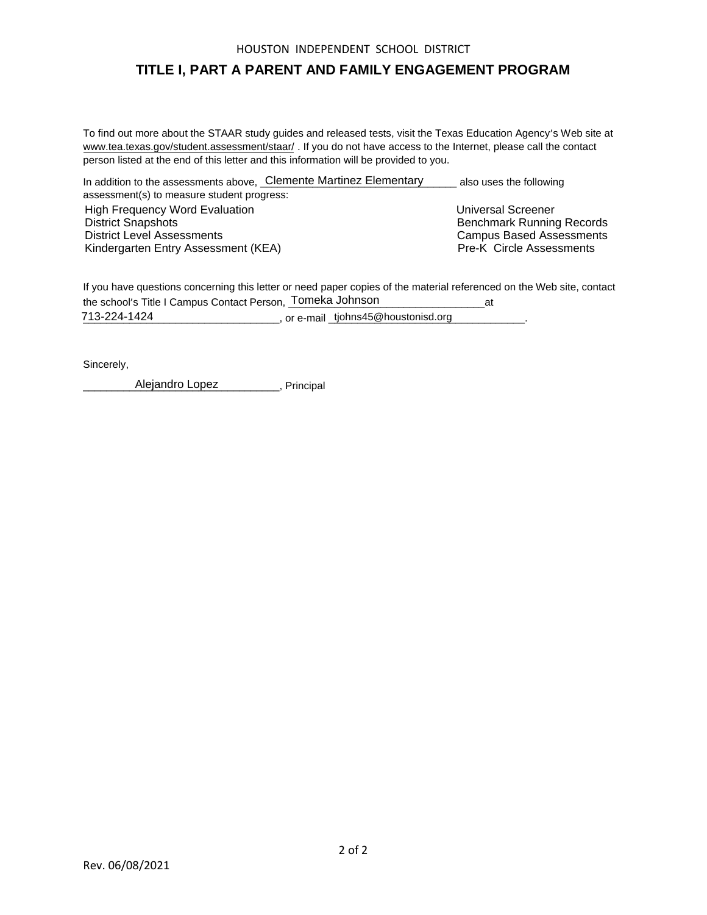HOUSTON INDEPENDENT SCHOOL DISTRICT

## TITLE I, PART A PARENT AND FAMILY ENGAGEMENT PROGRAM

To find out more about the STAAR study guides and released tests, visit the Texas Education Agency's Web site at www.tea.texas.gov/student.assessment/staar/ . If you do not have access to the Internet, please call the contact person listed at the end of this letter and this information will be provided to you.

In addition to the assessments above, Clemente Martinez Elementary also uses the following assessment(s) to measure student progress:

- High Frequency Word Evaluation
- District Snapshots
- District Level Assessments
- Kindergarten Entry Assessment (KEA)
- Universal Screener
- Benchmark Running Records
- Campus Based Assessments
- Pre-K Circle Assessments

If you have questions concerning this letter or need paper copies of the material referenced on the Web site, contact the school's Title I Campus Contact Person, Tomeka Johnson at 713-224-1424, or e-mail tjohns45@houstonisd.org.

Sincerely,

Alejandro Lopez, Principal

Rev. 06/08/2021